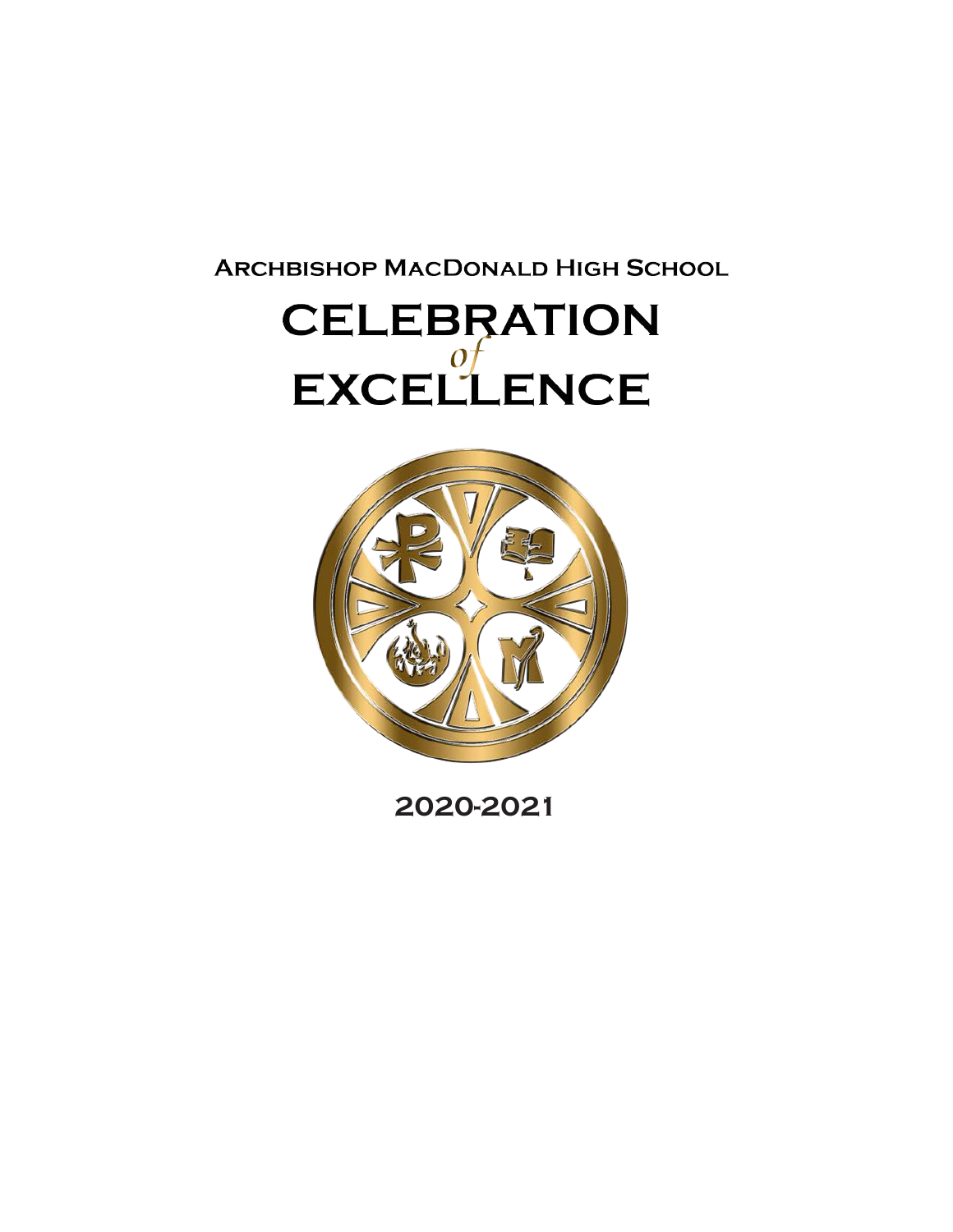## Archbishop MacDonald High School

# CELEBRATION *of* EXCELLENCE

2020-2021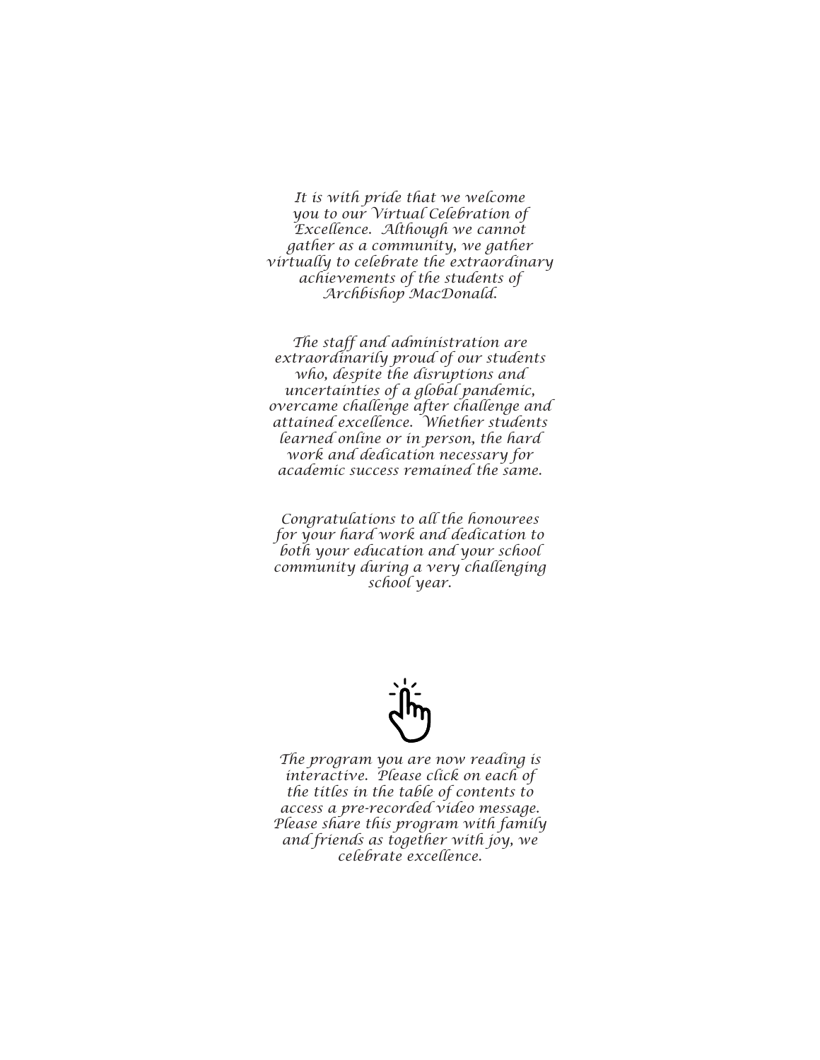*It is with pride that we welcome you to our Virtual Celebration of Excellence. Although we cannot gather as a community, we gather virtually to celebrate the extraordinary achievements of the students of Archbishop MacDonald.*

*The staff and administration are extraordinarily proud of our students who, despite the disruptions and uncertainties of a global pandemic, overcame challenge after challenge and attained excellence. Whether students learned online or in person, the hard work and dedication necessary for academic success remained the same.*

*Congratulations to all the honourees for your hard work and dedication to both your education and your school community during a very challenging school year.*

*The program you are now reading is interactive. Please click on each of the titles in the table of contents to access a pre-recorded video message. Please share this program with family and friends as together with joy, we celebrate excellence.*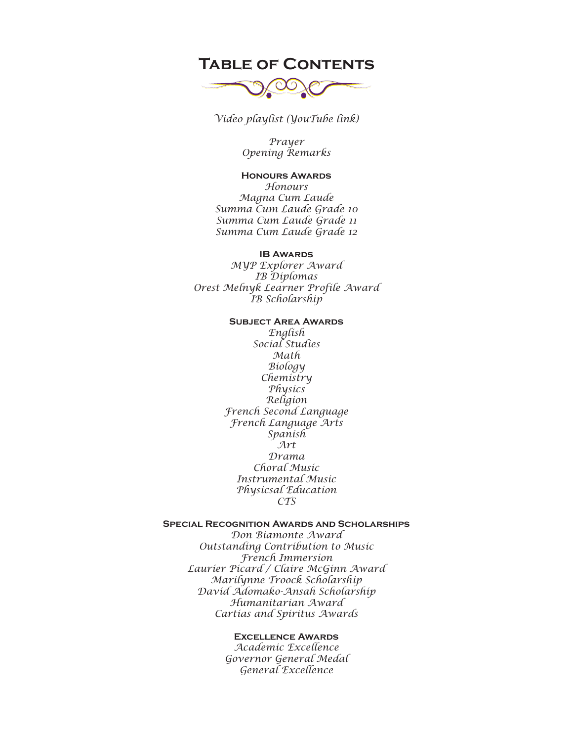# Table of Contents

*Video playlist (YouTube link)*

*Prayer*
*Opening Remarks*

### Honours Awards

*Honours*
*Magna Cum Laude*
*Summa Cum Laude Grade 10*
*Summa Cum Laude Grade 11*
*Summa Cum Laude Grade 12*

### IB Awards

*MYP Explorer Award*
*IB Diplomas*
*Orest Melnyk Learner Profile Award*
*IB Scholarship*

### Subject Area Awards

*English*
*Social Studies*
*Math*
*Biology*
*Chemistry*
*Physics*
*Religion*
*French Second Language*
*French Language Arts*
*Spanish*
*Art*
*Drama*
*Choral Music*
*Instrumental Music*
*Physicsal Education*
*CTS*

### Special Recognition Awards and Scholarships

*Don Biamonte Award*
*Outstanding Contribution to Music*
*French Immersion*
*Laurier Picard / Claire McGinn Award*
*Marilynne Troock Scholarship*
*David Adomako-Ansah Scholarship*
*Humanitarian Award*
*Cartias and Spiritus Awards*

### Excellence Awards

*Academic Excellence*
*Governor General Medal*
*General Excellence*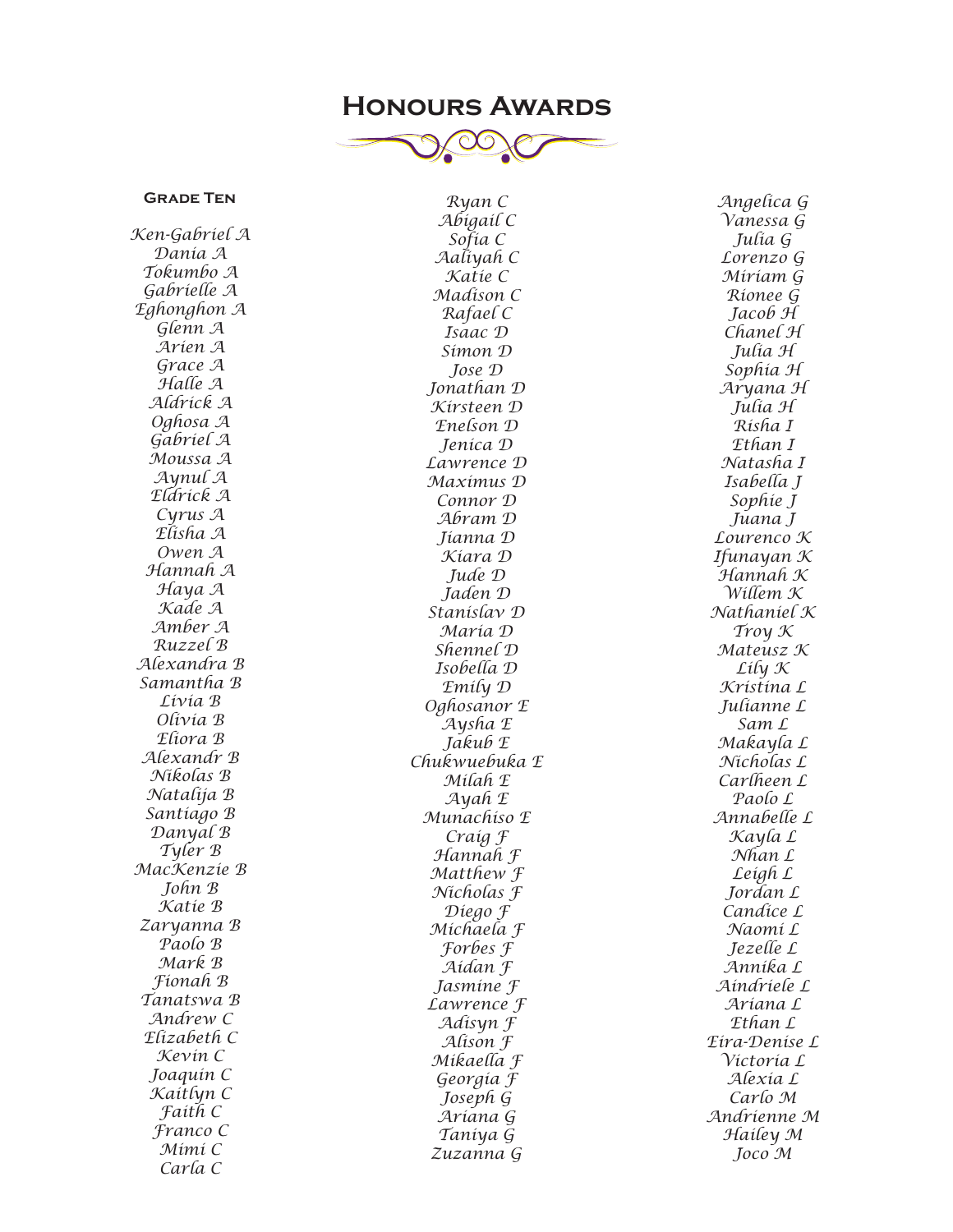# Honours Awards

### Grade Ten

Ken-Gabriel A
Dania A
Tokumbo A
Gabrielle A
Eghonghon A
Glenn A
Arien A
Grace A
Halle A
Aldrick A
Oghosa A
Gabriel A
Moussa A
Aynul A
Eldrick A
Cyrus A
Elisha A
Owen A
Hannah A
Haya A
Kade A
Amber A
Ruzzel B
Alexandra B
Samantha B
Livia B
Olivia B
Eliora B
Alexandr B
Nikolas B
Natalija B
Santiago B
Danyal B
Tyler B
MacKenzie B
John B
Katie B
Zaryanna B
Paolo B
Mark B
Fionah B
Tanatswa B
Andrew C
Elizabeth C
Kevin C
Joaquin C
Kaitlyn C
Faith C
Franco C
Mimi C
Carla C
Ryan C
Abigail C
Sofia C
Aaliyah C
Katie C
Madison C
Rafael C
Isaac D
Simon D
Jose D
Jonathan D
Kirsteen D
Enelson D
Jenica D
Lawrence D
Maximus D
Connor D
Abram D
Jianna D
Kiara D
Jude D
Jaden D
Stanislav D
Maria D
Shennel D
Isobella D
Emily D
Oghosanor E
Aysha E
Jakub E
Chukwuebuka E
Milah E
Ayah E
Munachiso E
Craig F
Hannah F
Matthew F
Nicholas F
Diego F
Michaela F
Forbes F
Aidan F
Jasmine F
Lawrence F
Adisyn F
Alison F
Mikaella F
Georgia F
Joseph G
Ariana G
Taniya G
Zuzanna G
Angelica G
Vanessa G
Julia G
Lorenzo G
Miriam G
Rionee G
Jacob H
Chanel H
Julia H
Sophia H
Aryana H
Julia H
Risha I
Ethan I
Natasha I
Isabella J
Sophie J
Juana J
Lourenco K
Ifunayan K
Hannah K
Willem K
Nathaniel K
Troy K
Mateusz K
Lily K
Kristina L
Julianne L
Sam L
Makayla L
Nicholas L
Carlheen L
Paolo L
Annabelle L
Kayla L
Nhan L
Leigh L
Jordan L
Candice L
Naomi L
Jezelle L
Annika L
Aindriele L
Ariana L
Ethan L
Eira-Denise L
Victoria L
Alexia L
Carlo M
Andrienne M
Hailey M
Joco M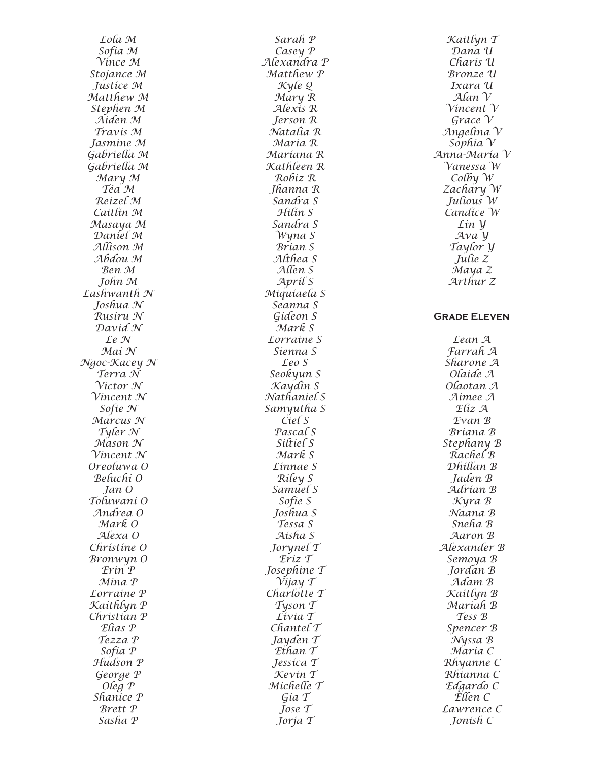Lola M
Sofia M
Vince M
Stojance M
Justice M
Matthew M
Stephen M
Aiden M
Travis M
Jasmine M
Gabriella M
Gabriella M
Mary M
Téa M
Reizel M
Caitlin M
Masaya M
Daniel M
Allison M
Abdou M
Ben M
John M
Lashwanth N
Joshua N
Rusiru N
David N
Le N
Mai N
Ngoc-Kacey N
Terra N
Victor N
Vincent N
Sofie N
Marcus N
Tyler N
Mason N
Vincent N
Oreoluwa O
Beluchi O
Jan O
Toluwani O
Andrea O
Mark O
Alexa O
Christine O
Bronwyn O
Erin P
Mina P
Lorraine P
Kaithlyn P
Christian P
Elias P
Tezza P
Sofia P
Hudson P
George P
Oleg P
Shanice P
Brett P
Sasha P

Sarah P
Casey P
Alexandra P
Matthew P
Kyle Q
Mary R
Alexis R
Jerson R
Natalia R
Maria R
Mariana R
Kathleen R
Robiz R
Jhanna R
Sandra S
Hilin S
Sandra S
Wyna S
Brian S
Althea S
Allen S
April S
Miquiaela S
Seanna S
Gideon S
Mark S
Lorraine S
Sienna S
Leo S
Seokyun S
Kaydin S
Nathaniel S
Samyutha S
Ciel S
Pascal S
Siltiel S
Mark S
Linnae S
Riley S
Samuel S
Sofie S
Joshua S
Tessa S
Aisha S
Jorynel T
Eriz T
Josephine T
Vijay T
Charlotte T
Tyson T
Livia T
Chantel T
Jayden T
Ethan T
Jessica T
Kevin T
Michelle T
Gia T
Jose T
Jorja T

Kaitlyn T
Dana U
Charis U
Bronze U
Ixara U
Alan V
Vincent V
Grace V
Angelina V
Sophia V
Anna-Maria V
Vanessa W
Colby W
Zachary W
Julious W
Candice W
Lin Y
Ava Y
Taylor Y
Julie Z
Maya Z
Arthur Z

## Grade Eleven

Lean A
Farrah A
Sharone A
Olaide A
Olaotan A
Aimee A
Eliz A
Evan B
Briana B
Stephany B
Rachel B
Dhillan B
Jaden B
Adrian B
Kyra B
Naana B
Sneha B
Aaron B
Alexander B
Semoya B
Jordan B
Adam B
Kaitlyn B
Mariah B
Tess B
Spencer B
Nyssa B
Maria C
Rhyanne C
Rhianna C
Edgardo C
Ellen C
Lawrence C
Jonish C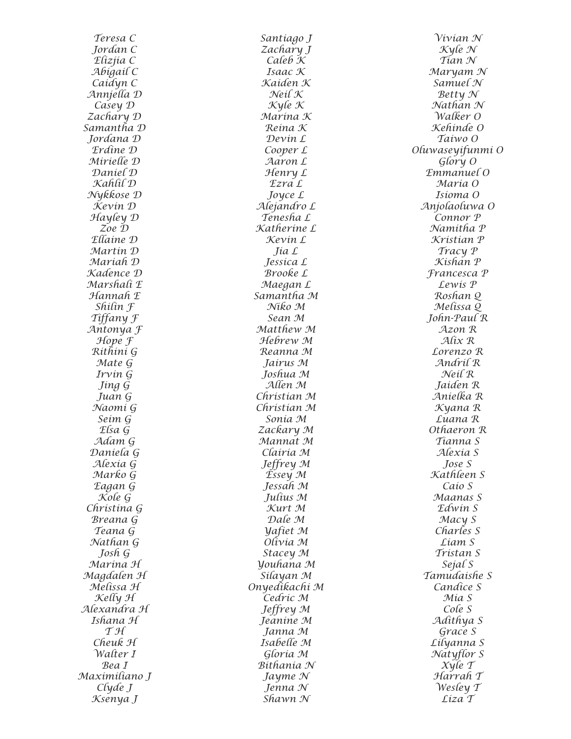Teresa C
Jordan C
Elizjia C
Abigail C
Caidyn C
Annjella D
Casey D
Zachary D
Samantha D
Jordana D
Erdine D
Mirielle D
Daniel D
Kahlil D
Nykkose D
Kevin D
Hayley D
Zoe D
Ellaine D
Martin D
Mariah D
Kadence D
Marshali E
Hannah E
Shilin F
Tiffany F
Antonya F
Hope F
Rithini G
Mate G
Irvin G
Jing G
Juan G
Naomi G
Seim G
Elsa G
Adam G
Daniela G
Alexia G
Marko G
Eagan G
Kole G
Christina G
Breana G
Teana G
Nathan G
Josh G
Marina H
Magdalen H
Melissa H
Kelly H
Alexandra H
Ishana H
T H
Cheuk H
Walter I
Bea I
Maximiliano J
Clyde J
Ksenya J

Santiago J
Zachary J
Caleb K
Isaac K
Kaiden K
Neil K
Kyle K
Marina K
Reina K
Devin L
Cooper L
Aaron L
Henry L
Ezra L
Joyce L
Alejandro L
Tenesha L
Katherine L
Kevin L
Jia L
Jessica L
Brooke L
Maegan L
Samantha M
Niko M
Sean M
Matthew M
Hebrew M
Reanna M
Jairus M
Joshua M
Allen M
Christian M
Christian M
Sonia M
Zackary M
Mannat M
Clairia M
Jeffrey M
Essey M
Jessah M
Julius M
Kurt M
Dale M
Yafiet M
Olivia M
Stacey M
Youhana M
Silayan M
Onyedikachi M
Cedric M
Jeffrey M
Jeanine M
Janna M
Isabelle M
Gloria M
Bithania N
Jayme N
Jenna N
Shawn N

Vivian N
Kyle N
Tian N
Maryam N
Samuel N
Betty N
Nathan N
Walker O
Kehinde O
Taiwo O
Oluwaseyifunmi O
Glory O
Emmanuel O
Maria O
Isioma O
Anjolaoluwa O
Connor P
Namitha P
Kristian P
Tracy P
Kishan P
Francesca P
Lewis P
Roshan Q
Melissa Q
John-Paul R
Azon R
Alix R
Lorenzo R
Andril R
Neil R
Jaiden R
Anielka R
Kyana R
Luana R
Othaeron R
Tianna S
Alexia S
Jose S
Kathleen S
Caio S
Maanas S
Edwin S
Macy S
Charles S
Liam S
Tristan S
Sejal S
Tamudaishe S
Candice S
Mia S
Cole S
Adithya S
Grace S
Lilyanna S
Natyflor S
Xyle T
Harrah T
Wesley T
Liza T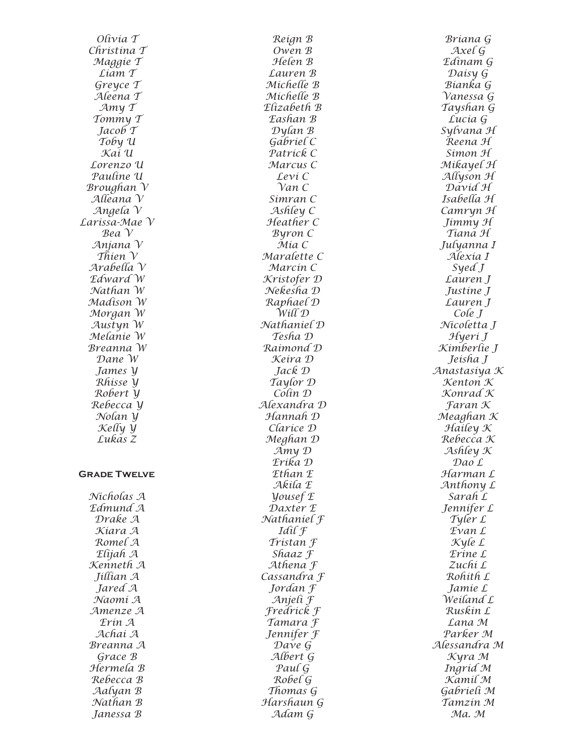Olivia T
Christina T
Maggie T
Liam T
Greyce T
Aleena T
Amy T
Tommy T
Jacob T
Toby U
Kai U
Lorenzo U
Pauline U
Broughan V
Alleana V
Angela V
Larissa-Mae V
Bea V
Anjana V
Thien V
Arabella V
Edward W
Nathan W
Madison W
Morgan W
Austyn W
Melanie W
Breanna W
Dane W
James Y
Rhisse Y
Robert Y
Rebecca Y
Nolan Y
Kelly Y
Lukas Z

**Grade Twelve**

Nicholas A
Edmund A
Drake A
Kiara A
Romel A
Elijah A
Kenneth A
Jillian A
Jared A
Naomi A
Amenze A
Erin A
Achai A
Breanna A
Grace B
Hermela B
Rebecca B
Aalyan B
Nathan B
Janessa B
Reign B
Owen B
Helen B
Lauren B
Michelle B
Michelle B
Elizabeth B
Eashan B
Dylan B
Gabriel C
Patrick C
Marcus C
Levi C
Van C
Simran C
Ashley C
Heather C
Byron C
Mia C
Maralette C
Marcin C
Kristofer D
Nekesha D
Raphael D
Will D
Nathaniel D
Tesha D
Raimond D
Keira D
Jack D
Taylor D
Colin D
Alexandra D
Hannah D
Clarice D
Meghan D
Amy D
Erika D
Ethan E
Akila E
Yousef E
Daxter E
Nathaniel F
Idil F
Tristan F
Shaaz F
Athena F
Cassandra F
Jordan F
Anjeli F
Fredrick F
Tamara F
Jennifer F
Dave G
Albert G
Paul G
Robel G
Thomas G
Harshaun G
Adam G
Briana G
Axel G
Edinam G
Daisy G
Bianka G
Vanessa G
Tayshan G
Lucia G
Sylvana H
Reena H
Simon H
Mikayel H
Allyson H
David H
Isabella H
Camryn H
Jimmy H
Tiana H
Julyanna I
Alexia I
Syed J
Lauren J
Justine J
Lauren J
Cole J
Nicoletta J
Hyeri J
Kimberlie J
Jeisha J
Anastasiya K
Kenton K
Konrad K
Faran K
Meaghan K
Hailey K
Rebecca K
Ashley K
Dao L
Harman L
Anthony L
Sarah L
Jennifer L
Tyler L
Evan L
Kyle L
Erine L
Zuchi L
Rohith L
Jamie L
Weiland L
Ruskin L
Lana M
Parker M
Alessandra M
Kyra M
Ingrid M
Kamil M
Gabrieli M
Tamzin M
Ma. M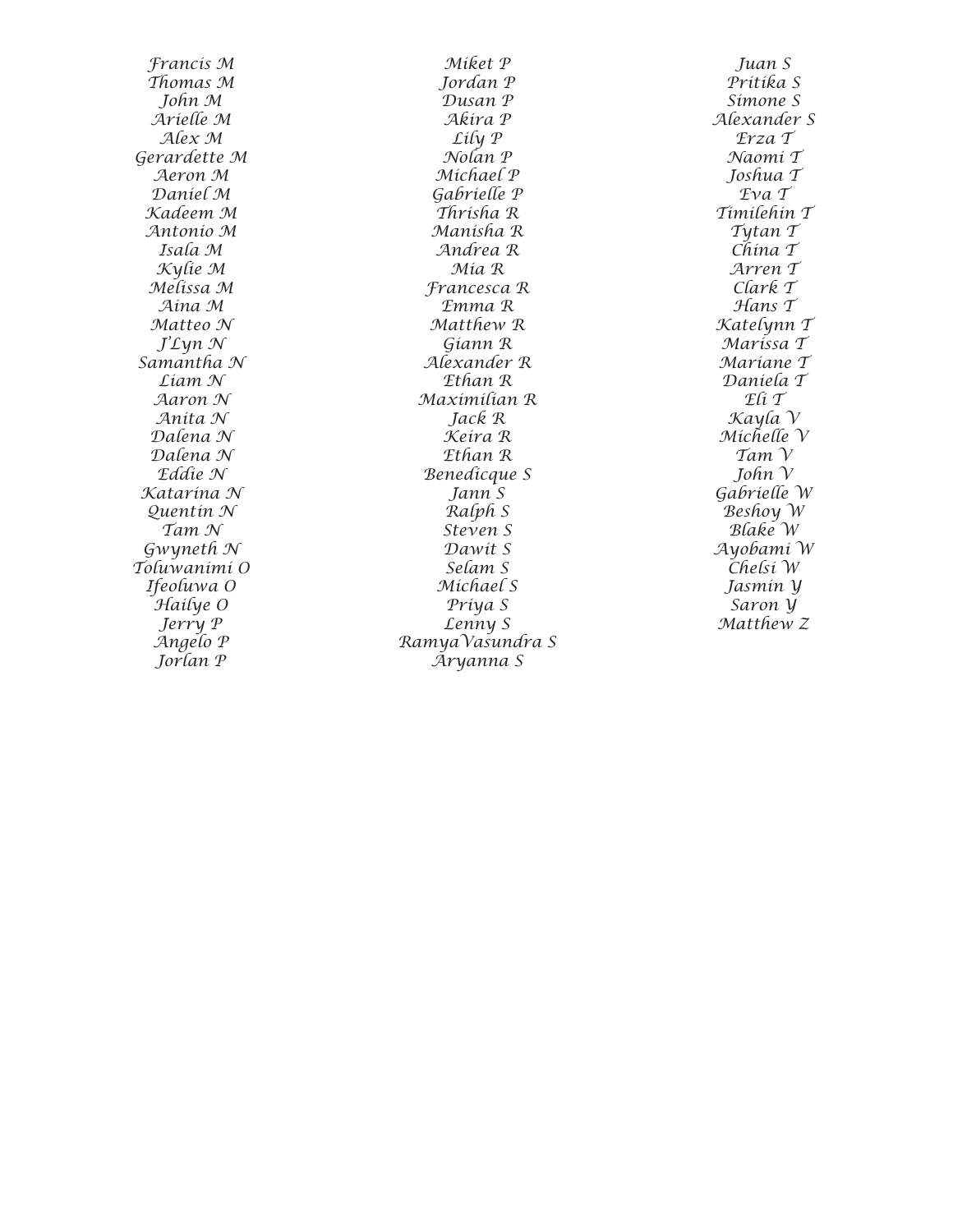Francis M
Thomas M
John M
Arielle M
Alex M
Gerardette M
Aeron M
Daniel M
Kadeem M
Antonio M
Isala M
Kylie M
Melissa M
Aina M
Matteo N
J'Lyn N
Samantha N
Liam N
Aaron N
Anita N
Dalena N
Dalena N
Eddie N
Katarina N
Quentin N
Tam N
Gwyneth N
Toluwanimi O
Ifeoluwa O
Hailye O
Jerry P
Angelo P
Jorlan P
Miket P
Jordan P
Dusan P
Akira P
Lily P
Nolan P
Michael P
Gabrielle P
Thrisha R
Manisha R
Andrea R
Mia R
Francesca R
Emma R
Matthew R
Giann R
Alexander R
Ethan R
Maximilian R
Jack R
Keira R
Ethan R
Benedicque S
Jann S
Ralph S
Steven S
Dawit S
Selam S
Michael S
Priya S
Lenny S
RamyaVasundra S
Aryanna S
Juan S
Pritika S
Simone S
Alexander S
Erza T
Naomi T
Joshua T
Eva T
Timilehin T
Tytan T
China T
Arren T
Clark T
Hans T
Katelynn T
Marissa T
Mariane T
Daniela T
Eli T
Kayla V
Michelle V
Tam V
John V
Gabrielle W
Beshoy W
Blake W
Ayobami W
Chelsi W
Jasmin Y
Saron Y
Matthew Z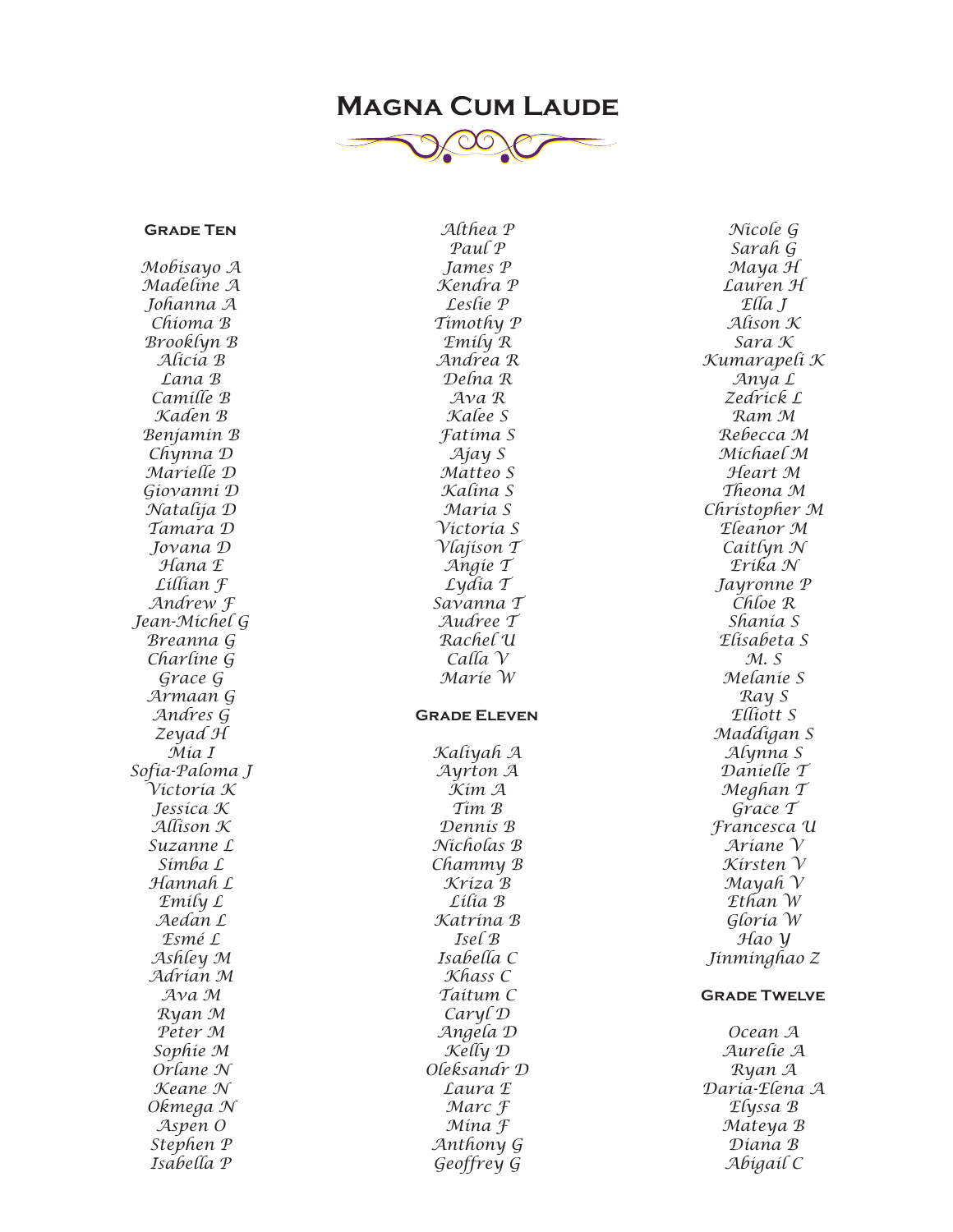# Magna Cum Laude

### Grade Ten

Mobisayo A
Madeline A
Johanna A
Chioma B
Brooklyn B
Alicia B
Lana B
Camille B
Kaden B
Benjamin B
Chynna D
Marielle D
Giovanni D
Natalija D
Tamara D
Jovana D
Hana E
Lillian F
Andrew F
Jean-Michel G
Breanna G
Charline G
Grace G
Armaan G
Andres G
Zeyad H
Mia I
Sofia-Paloma J
Victoria K
Jessica K
Allison K
Suzanne L
Simba L
Hannah L
Emily L
Aedan L
Esmé L
Ashley M
Adrian M
Ava M
Ryan M
Peter M
Sophie M
Orlane N
Keane N
Okmega N
Aspen O
Stephen P
Isabella P
Althea P
Paul P
James P
Kendra P
Leslie P
Timothy P
Emily R
Andrea R
Delna R
Ava R
Kalee S
Fatima S
Ajay S
Matteo S
Kalina S
Maria S
Victoria S
Vlajison T
Angie T
Lydia T
Savanna T
Audree T
Rachel U
Calla V
Marie W

### Grade Eleven

Kaliyah A
Ayrton A
Kim A
Tim B
Dennis B
Nicholas B
Chammy B
Kriza B
Lilia B
Katrina B
Isel B
Isabella C
Khass C
Taitum C
Caryl D
Angela D
Kelly D
Oleksandr D
Laura E
Marc F
Mina F
Anthony G
Geoffrey G
Nicole G
Sarah G
Maya H
Lauren H
Ella J
Alison K
Sara K
Kumarapeli K
Anya L
Zedrick L
Ram M
Rebecca M
Michael M
Heart M
Theona M
Christopher M
Eleanor M
Caitlyn N
Erika N
Jayronne P
Chloe R
Shania S
Elisabeta S
M. S
Melanie S
Ray S
Elliott S
Maddigan S
Alynna S
Danielle T
Meghan T
Grace T
Francesca U
Ariane V
Kirsten V
Mayah V
Ethan W
Gloria W
Hao Y
Jinminghao Z

### Grade Twelve

Ocean A
Aurelie A
Ryan A
Daria-Elena A
Elyssa B
Mateya B
Diana B
Abigail C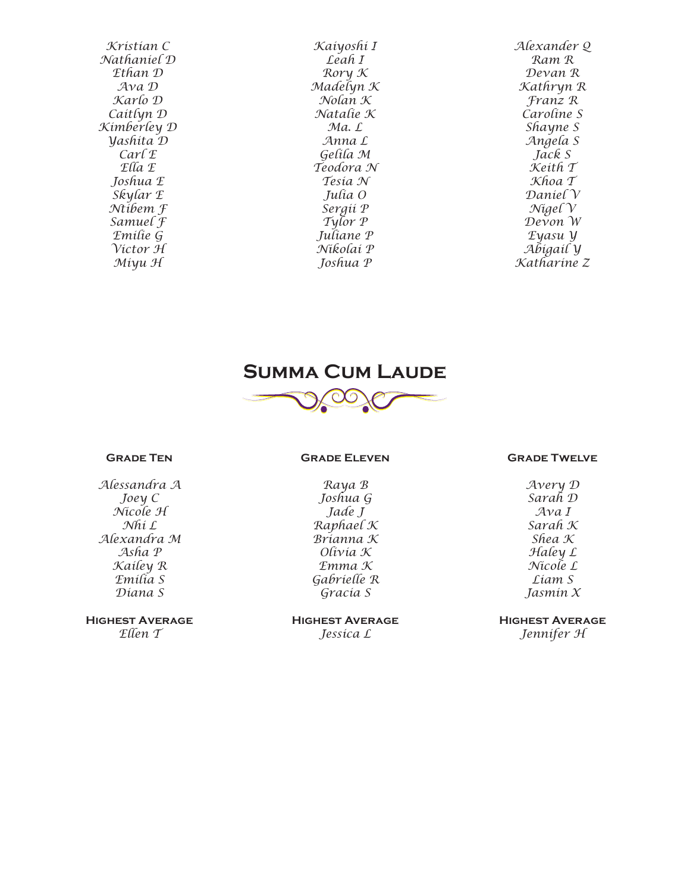Kristian C
Nathaniel D
Ethan D
Ava D
Karlo D
Caitlyn D
Kimberley D
Yashita D
Carl E
Ella E
Joshua E
Skylar E
Ntibem F
Samuel F
Emilie G
Victor H
Miyu H

Kaiyoshi I
Leah I
Rory K
Madelyn K
Nolan K
Natalie K
Ma. L
Anna L
Gelila M
Teodora N
Tesia N
Julia O
Sergii P
Tylor P
Juliane P
Nikolai P
Joshua P

Alexander Q
Ram R
Devan R
Kathryn R
Franz R
Caroline S
Shayne S
Angela S
Jack S
Keith T
Khoa T
Daniel V
Nigel V
Devon W
Eyasu Y
Abigail Y
Katharine Z

## Summa Cum Laude

### Grade Ten

Alessandra A
Joey C
Nicole H
Nhi L
Alexandra M
Asha P
Kailey R
Emilia S
Diana S

**Highest Average**
Ellen T

### Grade Eleven

Raya B
Joshua G
Jade J
Raphael K
Brianna K
Olivia K
Emma K
Gabrielle R
Gracia S

**Highest Average**
Jessica L

### Grade Twelve

Avery D
Sarah D
Ava I
Sarah K
Shea K
Haley L
Nicole L
Liam S
Jasmin X

**Highest Average**
Jennifer H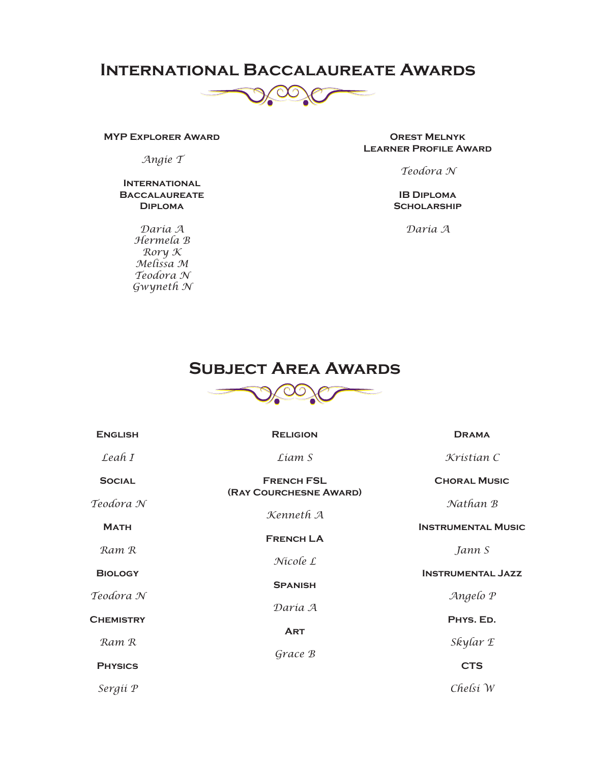# International Baccalaureate Awards

**MYP Explorer Award**

*Angie T*

**International Baccalaureate Diploma**

*Daria A*
*Hermela B*
*Rory K*
*Melissa M*
*Teodora N*
*Gwyneth N*

**Orest Melnyk Learner Profile Award**

*Teodora N*

**IB Diploma Scholarship**

*Daria A*

# Subject Area Awards

**English**

*Leah I*

**Social**

*Teodora N*

**Math**

*Ram R*

**Biology**

*Teodora N*

**Chemistry**

*Ram R*

**Physics**

*Sergii P*

**Religion**

*Liam S*

**French FSL (Ray Courchesne Award)**

*Kenneth A*

**French LA**

*Nicole L*

**Spanish**

*Daria A*

**Art**

*Grace B*

**Drama**

*Kristian C*

**Choral Music**

*Nathan B*

**Instrumental Music**

*Jann S*

**Instrumental Jazz**

*Angelo P*

**Phys. Ed.**

*Skylar E*

**CTS**

*Chelsi W*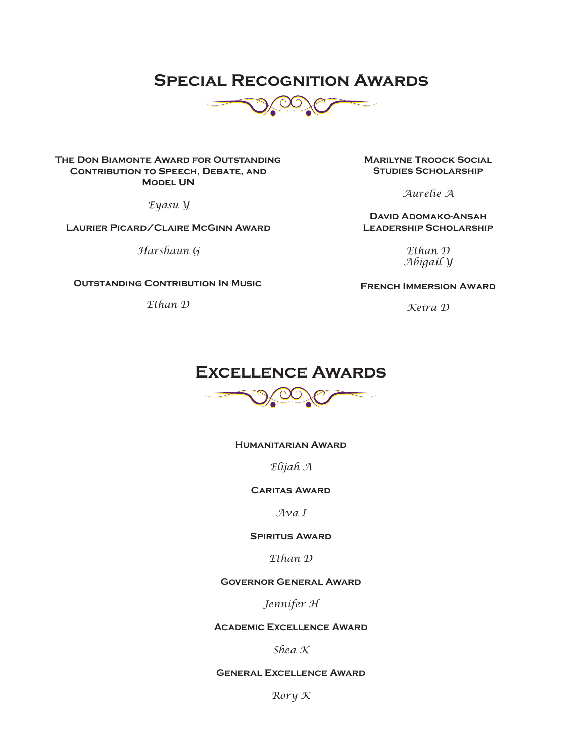# Special Recognition Awards

**The Don Biamonte Award for Outstanding Contribution to Speech, Debate, and Model UN**

*Eyasu Y*

**Laurier Picard/Claire McGinn Award**

*Harshaun G*

**Outstanding Contribution In Music**

*Ethan D*

**Marilyne Troock Social Studies Scholarship**

*Aurelie A*

**David Adomako-Ansah Leadership Scholarship**

*Ethan D*
*Abigail Y*

**French Immersion Award**

*Keira D*

# Excellence Awards

**Humanitarian Award**

*Elijah A*

**Caritas Award**

*Ava I*

**Spiritus Award**

*Ethan D*

**Governor General Award**

*Jennifer H*

**Academic Excellence Award**

*Shea K*

**General Excellence Award**

*Rory K*